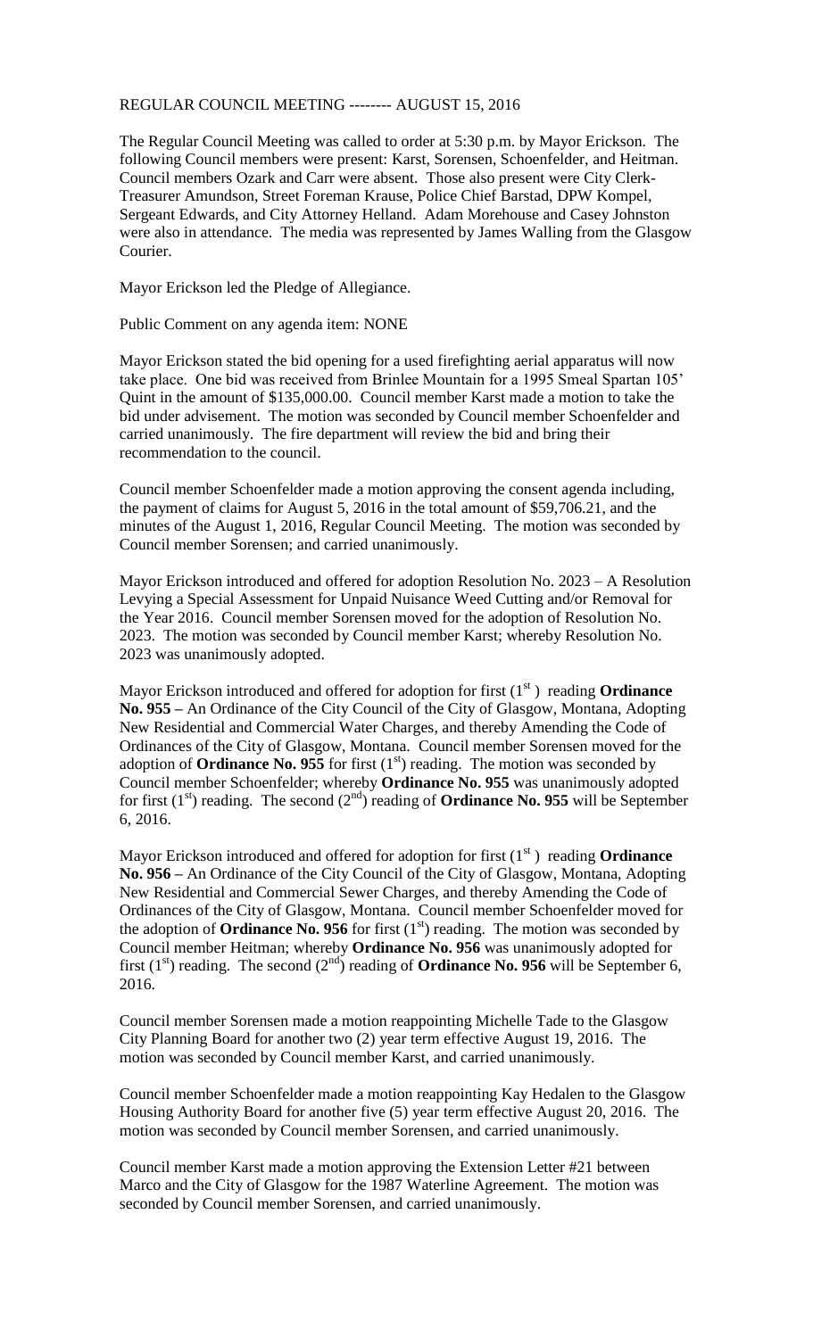# REGULAR COUNCIL MEETING -------- AUGUST 15, 2016

The Regular Council Meeting was called to order at 5:30 p.m. by Mayor Erickson. The following Council members were present: Karst, Sorensen, Schoenfelder, and Heitman. Council members Ozark and Carr were absent. Those also present were City Clerk-Treasurer Amundson, Street Foreman Krause, Police Chief Barstad, DPW Kompel, Sergeant Edwards, and City Attorney Helland. Adam Morehouse and Casey Johnston were also in attendance. The media was represented by James Walling from the Glasgow Courier.

Mayor Erickson led the Pledge of Allegiance.

Public Comment on any agenda item: NONE

Mayor Erickson stated the bid opening for a used firefighting aerial apparatus will now take place. One bid was received from Brinlee Mountain for a 1995 Smeal Spartan 105' Quint in the amount of $135,000.00. Council member Karst made a motion to take the bid under advisement. The motion was seconded by Council member Schoenfelder and carried unanimously. The fire department will review the bid and bring their recommendation to the council.

Council member Schoenfelder made a motion approving the consent agenda including, the payment of claims for August 5, 2016 in the total amount of $59,706.21, and the minutes of the August 1, 2016, Regular Council Meeting. The motion was seconded by Council member Sorensen; and carried unanimously.

Mayor Erickson introduced and offered for adoption Resolution No. 2023 – A Resolution Levying a Special Assessment for Unpaid Nuisance Weed Cutting and/or Removal for the Year 2016. Council member Sorensen moved for the adoption of Resolution No. 2023. The motion was seconded by Council member Karst; whereby Resolution No. 2023 was unanimously adopted.

Mayor Erickson introduced and offered for adoption for first (1st) reading **Ordinance No. 955 –** An Ordinance of the City Council of the City of Glasgow, Montana, Adopting New Residential and Commercial Water Charges, and thereby Amending the Code of Ordinances of the City of Glasgow, Montana. Council member Sorensen moved for the adoption of **Ordinance No. 955** for first (1st) reading. The motion was seconded by Council member Schoenfelder; whereby **Ordinance No. 955** was unanimously adopted for first (1st) reading. The second (2nd) reading of **Ordinance No. 955** will be September 6, 2016.

Mayor Erickson introduced and offered for adoption for first (1st) reading **Ordinance No. 956 –** An Ordinance of the City Council of the City of Glasgow, Montana, Adopting New Residential and Commercial Sewer Charges, and thereby Amending the Code of Ordinances of the City of Glasgow, Montana. Council member Schoenfelder moved for the adoption of **Ordinance No. 956** for first (1st) reading. The motion was seconded by Council member Heitman; whereby **Ordinance No. 956** was unanimously adopted for first (1st) reading. The second (2nd) reading of **Ordinance No. 956** will be September 6, 2016.

Council member Sorensen made a motion reappointing Michelle Tade to the Glasgow City Planning Board for another two (2) year term effective August 19, 2016. The motion was seconded by Council member Karst, and carried unanimously.

Council member Schoenfelder made a motion reappointing Kay Hedalen to the Glasgow Housing Authority Board for another five (5) year term effective August 20, 2016. The motion was seconded by Council member Sorensen, and carried unanimously.

Council member Karst made a motion approving the Extension Letter #21 between Marco and the City of Glasgow for the 1987 Waterline Agreement. The motion was seconded by Council member Sorensen, and carried unanimously.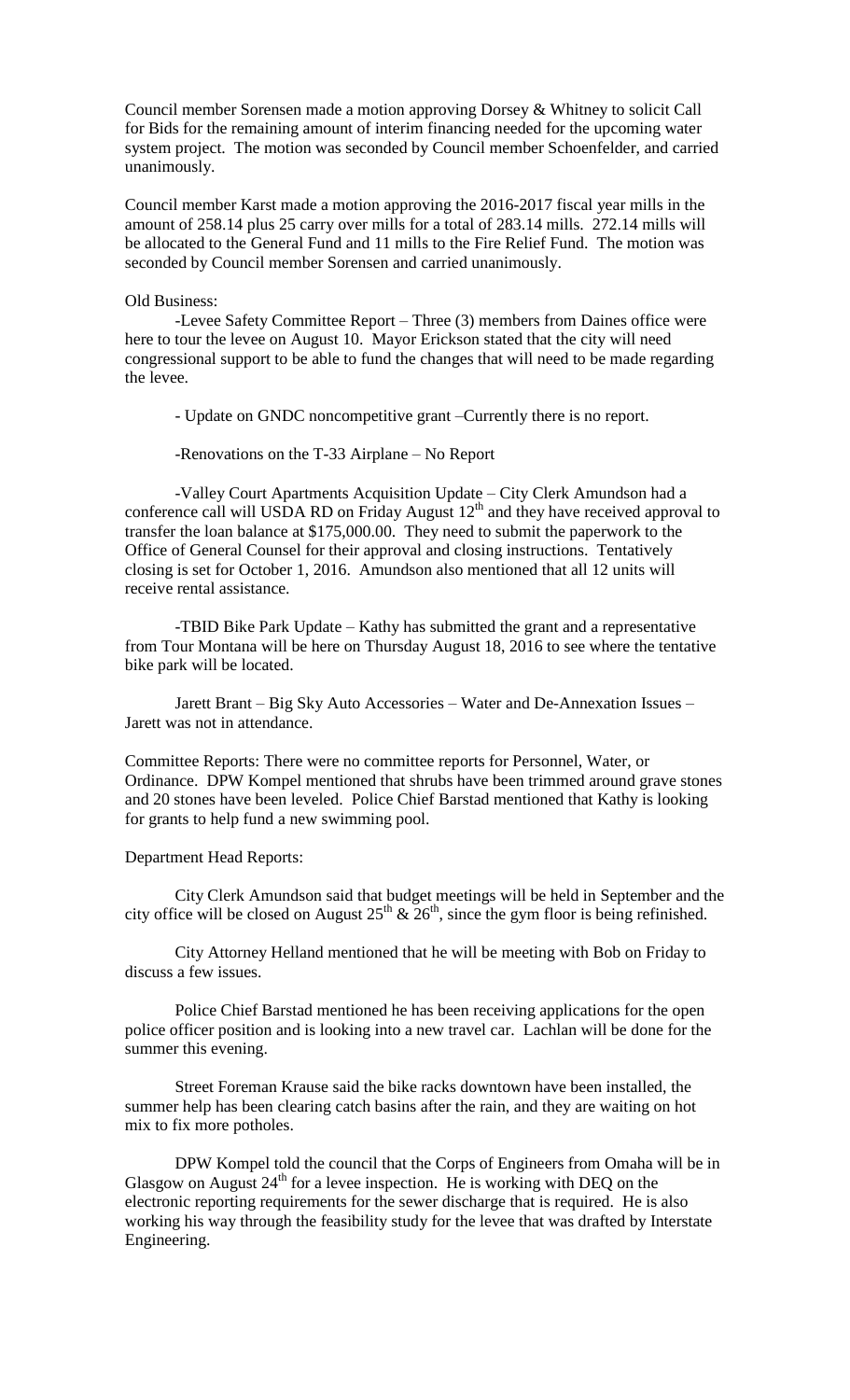Council member Sorensen made a motion approving Dorsey & Whitney to solicit Call for Bids for the remaining amount of interim financing needed for the upcoming water system project. The motion was seconded by Council member Schoenfelder, and carried unanimously.

Council member Karst made a motion approving the 2016-2017 fiscal year mills in the amount of 258.14 plus 25 carry over mills for a total of 283.14 mills. 272.14 mills will be allocated to the General Fund and 11 mills to the Fire Relief Fund. The motion was seconded by Council member Sorensen and carried unanimously.

Old Business:

-Levee Safety Committee Report – Three (3) members from Daines office were here to tour the levee on August 10. Mayor Erickson stated that the city will need congressional support to be able to fund the changes that will need to be made regarding the levee.

- Update on GNDC noncompetitive grant –Currently there is no report.

-Renovations on the T-33 Airplane – No Report

-Valley Court Apartments Acquisition Update – City Clerk Amundson had a conference call will USDA RD on Friday August 12th and they have received approval to transfer the loan balance at $175,000.00. They need to submit the paperwork to the Office of General Counsel for their approval and closing instructions. Tentatively closing is set for October 1, 2016. Amundson also mentioned that all 12 units will receive rental assistance.

-TBID Bike Park Update – Kathy has submitted the grant and a representative from Tour Montana will be here on Thursday August 18, 2016 to see where the tentative bike park will be located.

Jarett Brant – Big Sky Auto Accessories – Water and De-Annexation Issues – Jarett was not in attendance.

Committee Reports: There were no committee reports for Personnel, Water, or Ordinance. DPW Kompel mentioned that shrubs have been trimmed around grave stones and 20 stones have been leveled. Police Chief Barstad mentioned that Kathy is looking for grants to help fund a new swimming pool.

Department Head Reports:

City Clerk Amundson said that budget meetings will be held in September and the city office will be closed on August 25th & 26th, since the gym floor is being refinished.

City Attorney Helland mentioned that he will be meeting with Bob on Friday to discuss a few issues.

Police Chief Barstad mentioned he has been receiving applications for the open police officer position and is looking into a new travel car. Lachlan will be done for the summer this evening.

Street Foreman Krause said the bike racks downtown have been installed, the summer help has been clearing catch basins after the rain, and they are waiting on hot mix to fix more potholes.

DPW Kompel told the council that the Corps of Engineers from Omaha will be in Glasgow on August 24th for a levee inspection. He is working with DEQ on the electronic reporting requirements for the sewer discharge that is required. He is also working his way through the feasibility study for the levee that was drafted by Interstate Engineering.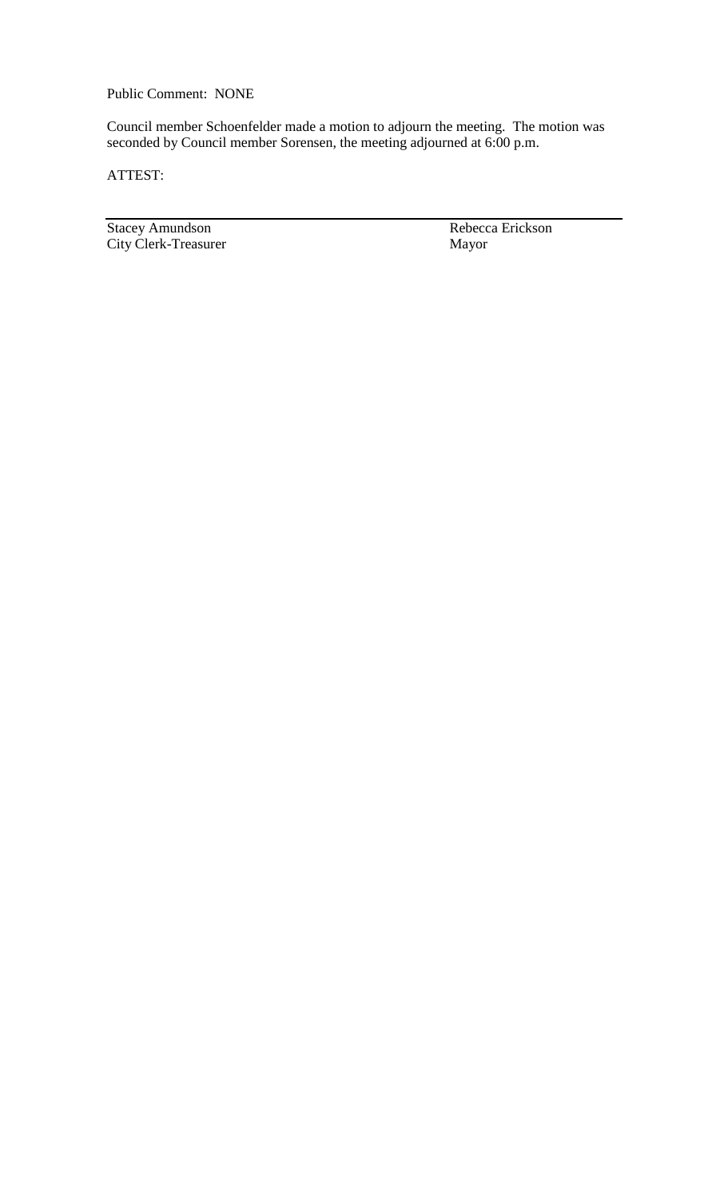Public Comment: NONE

Council member Schoenfelder made a motion to adjourn the meeting. The motion was seconded by Council member Sorensen, the meeting adjourned at 6:00 p.m.

ATTEST:

| | |
|---|---|
| Stacey Amundson | Rebecca Erickson |
| City Clerk-Treasurer | Mayor |